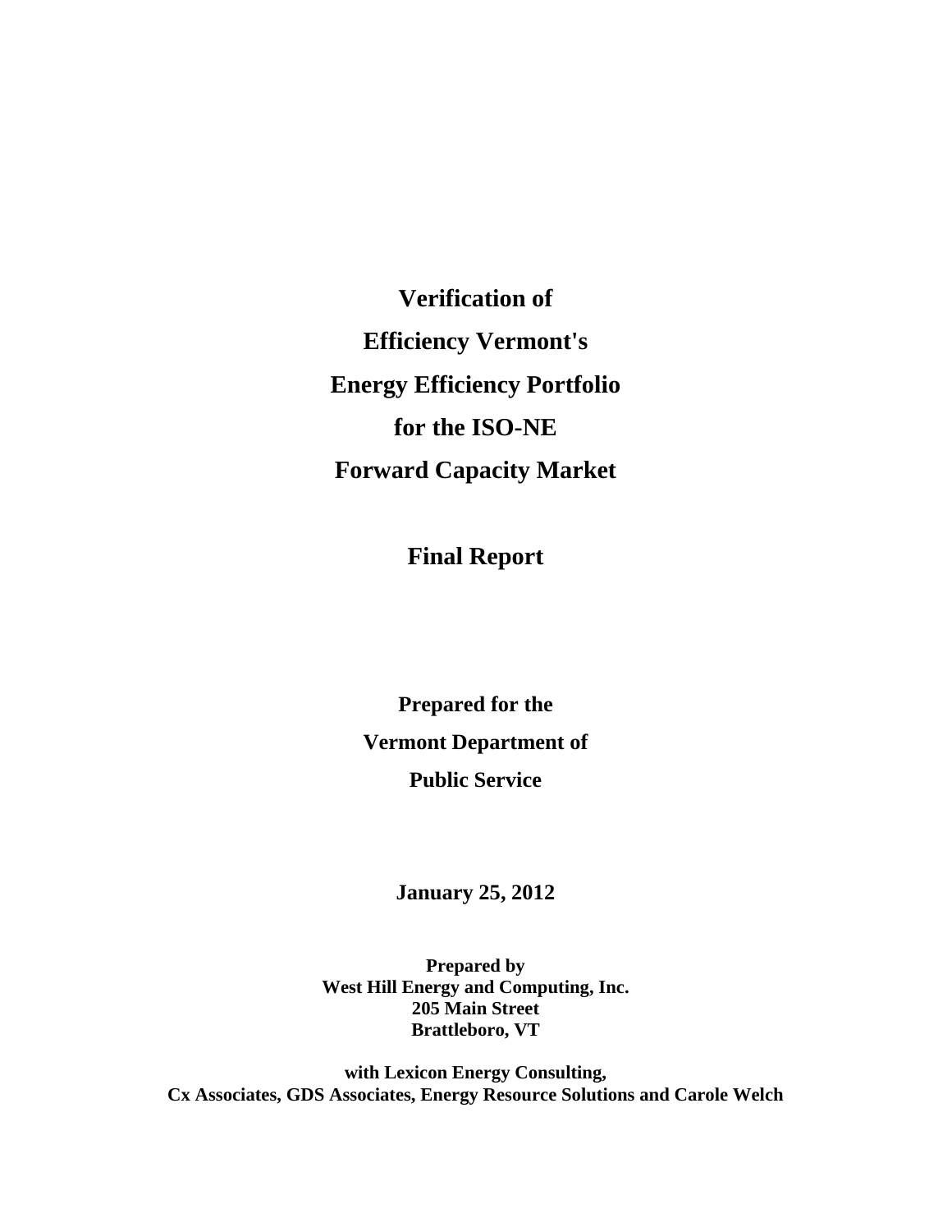# Verification of Efficiency Vermont's Energy Efficiency Portfolio for the ISO-NE Forward Capacity Market

## Final Report

**Prepared for the**
**Vermont Department of**
**Public Service**

**January 25, 2012**

**Prepared by**
**West Hill Energy and Computing, Inc.**
**205 Main Street**
**Brattleboro, VT**

**with Lexicon Energy Consulting,**
**Cx Associates, GDS Associates, Energy Resource Solutions and Carole Welch**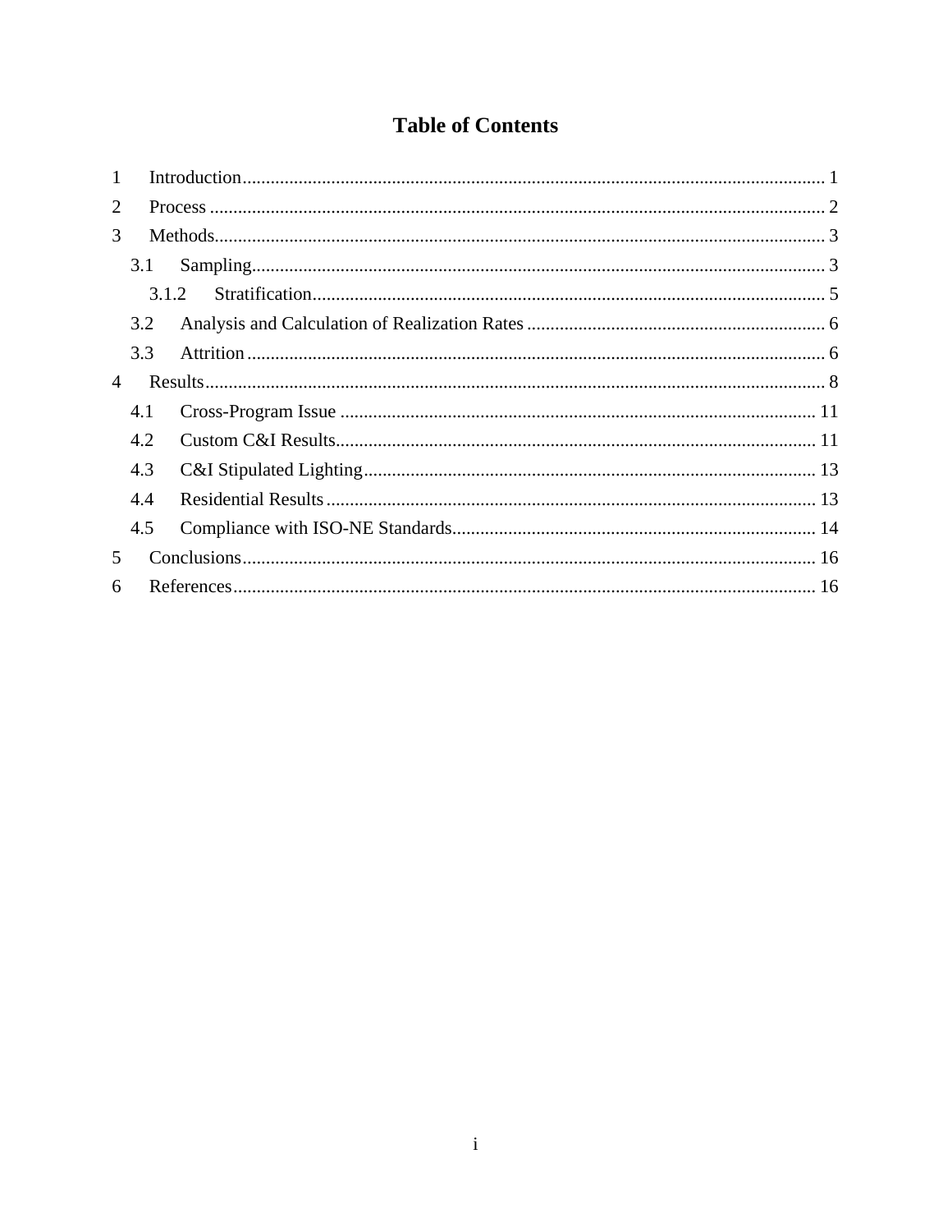# Table of Contents

1 Introduction ... 1

2 Process ... 2

3 Methods ... 3

- 3.1 Sampling ... 3
  - 3.1.2 Stratification ... 5
- 3.2 Analysis and Calculation of Realization Rates ... 6
- 3.3 Attrition ... 6

4 Results ... 8

- 4.1 Cross-Program Issue ... 11
- 4.2 Custom C&I Results ... 11
- 4.3 C&I Stipulated Lighting ... 13
- 4.4 Residential Results ... 13
- 4.5 Compliance with ISO-NE Standards ... 14

5 Conclusions ... 16

6 References ... 16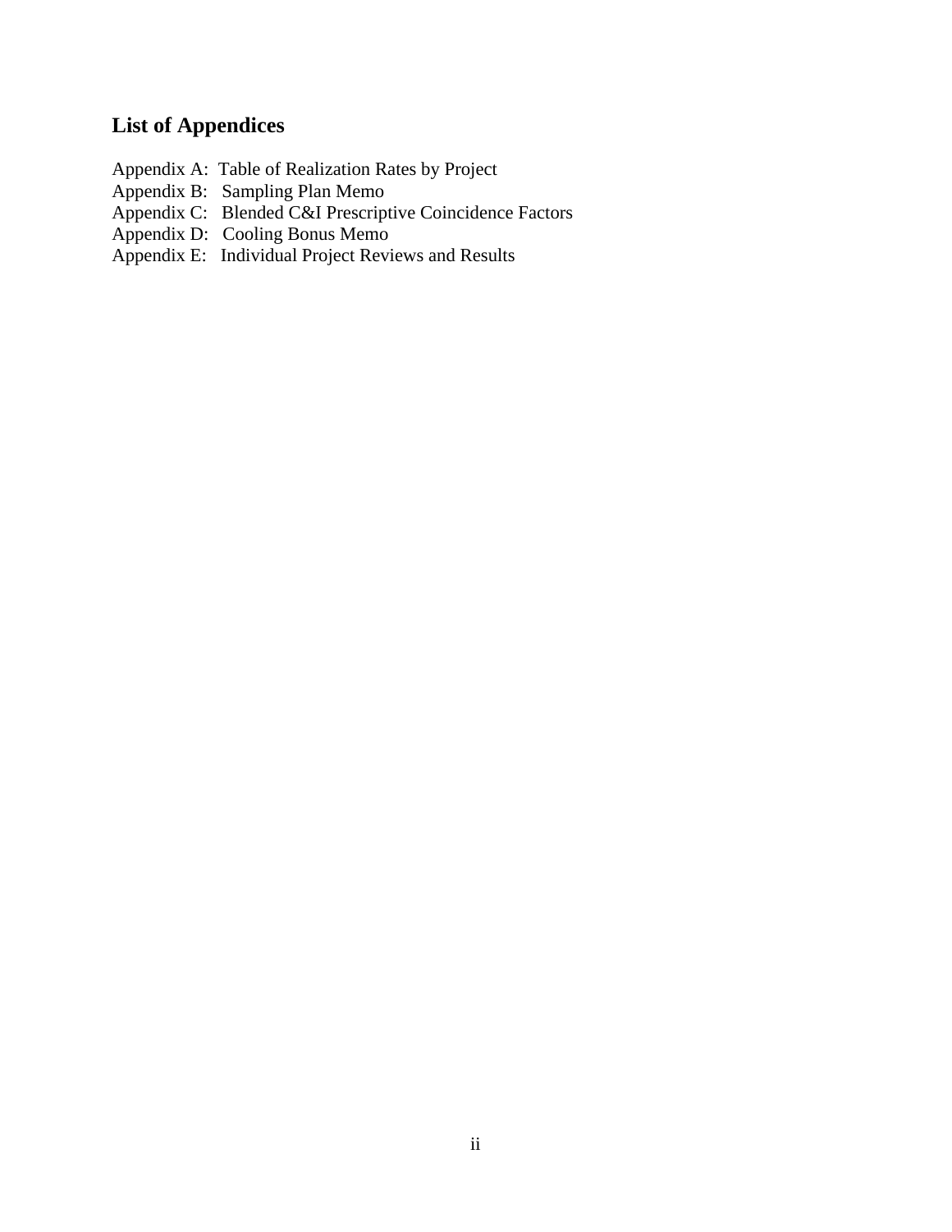## List of Appendices

Appendix A: Table of Realization Rates by Project
Appendix B: Sampling Plan Memo
Appendix C: Blended C&I Prescriptive Coincidence Factors
Appendix D: Cooling Bonus Memo
Appendix E: Individual Project Reviews and Results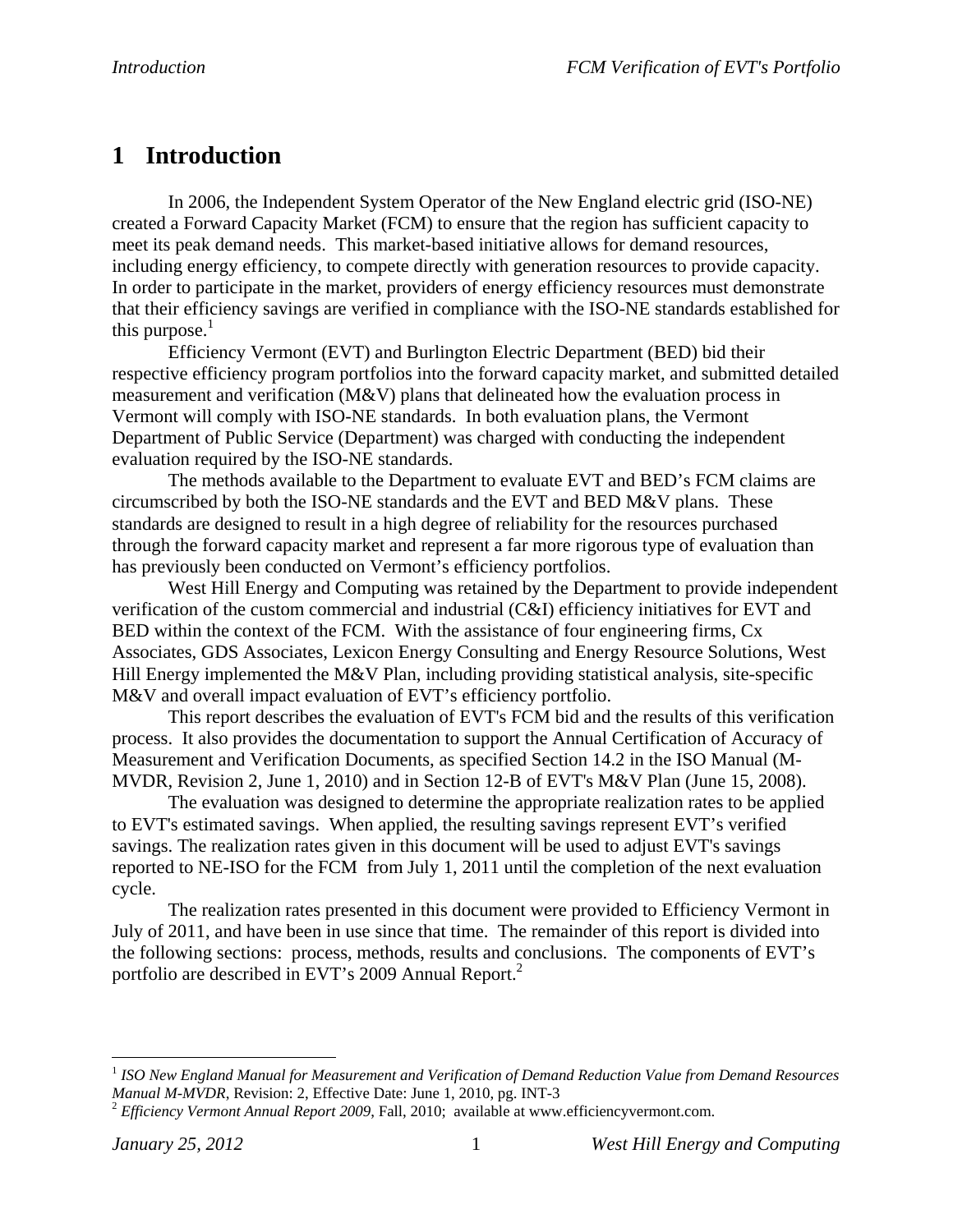# 1 Introduction

In 2006, the Independent System Operator of the New England electric grid (ISO-NE) created a Forward Capacity Market (FCM) to ensure that the region has sufficient capacity to meet its peak demand needs. This market-based initiative allows for demand resources, including energy efficiency, to compete directly with generation resources to provide capacity. In order to participate in the market, providers of energy efficiency resources must demonstrate that their efficiency savings are verified in compliance with the ISO-NE standards established for this purpose.[1]

Efficiency Vermont (EVT) and Burlington Electric Department (BED) bid their respective efficiency program portfolios into the forward capacity market, and submitted detailed measurement and verification (M&V) plans that delineated how the evaluation process in Vermont will comply with ISO-NE standards. In both evaluation plans, the Vermont Department of Public Service (Department) was charged with conducting the independent evaluation required by the ISO-NE standards.

The methods available to the Department to evaluate EVT and BED's FCM claims are circumscribed by both the ISO-NE standards and the EVT and BED M&V plans. These standards are designed to result in a high degree of reliability for the resources purchased through the forward capacity market and represent a far more rigorous type of evaluation than has previously been conducted on Vermont's efficiency portfolios.

West Hill Energy and Computing was retained by the Department to provide independent verification of the custom commercial and industrial (C&I) efficiency initiatives for EVT and BED within the context of the FCM. With the assistance of four engineering firms, Cx Associates, GDS Associates, Lexicon Energy Consulting and Energy Resource Solutions, West Hill Energy implemented the M&V Plan, including providing statistical analysis, site-specific M&V and overall impact evaluation of EVT's efficiency portfolio.

This report describes the evaluation of EVT's FCM bid and the results of this verification process. It also provides the documentation to support the Annual Certification of Accuracy of Measurement and Verification Documents, as specified Section 14.2 in the ISO Manual (M-MVDR, Revision 2, June 1, 2010) and in Section 12-B of EVT's M&V Plan (June 15, 2008).

The evaluation was designed to determine the appropriate realization rates to be applied to EVT's estimated savings. When applied, the resulting savings represent EVT's verified savings. The realization rates given in this document will be used to adjust EVT's savings reported to NE-ISO for the FCM from July 1, 2011 until the completion of the next evaluation cycle.

The realization rates presented in this document were provided to Efficiency Vermont in July of 2011, and have been in use since that time. The remainder of this report is divided into the following sections: process, methods, results and conclusions. The components of EVT's portfolio are described in EVT's 2009 Annual Report.[2]

---

[1] *ISO New England Manual for Measurement and Verification of Demand Reduction Value from Demand Resources Manual M-MVDR*, Revision: 2, Effective Date: June 1, 2010, pg. INT-3

[2] *Efficiency Vermont Annual Report 2009*, Fall, 2010; available at www.efficiencyvermont.com.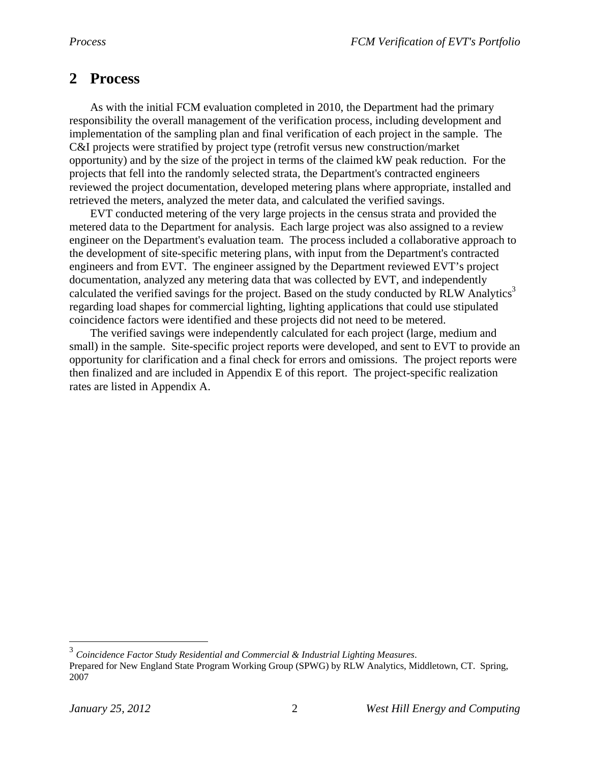# 2 Process

As with the initial FCM evaluation completed in 2010, the Department had the primary responsibility the overall management of the verification process, including development and implementation of the sampling plan and final verification of each project in the sample. The C&I projects were stratified by project type (retrofit versus new construction/market opportunity) and by the size of the project in terms of the claimed kW peak reduction. For the projects that fell into the randomly selected strata, the Department's contracted engineers reviewed the project documentation, developed metering plans where appropriate, installed and retrieved the meters, analyzed the meter data, and calculated the verified savings.

EVT conducted metering of the very large projects in the census strata and provided the metered data to the Department for analysis. Each large project was also assigned to a review engineer on the Department's evaluation team. The process included a collaborative approach to the development of site-specific metering plans, with input from the Department's contracted engineers and from EVT. The engineer assigned by the Department reviewed EVT's project documentation, analyzed any metering data that was collected by EVT, and independently calculated the verified savings for the project. Based on the study conducted by RLW Analytics[3] regarding load shapes for commercial lighting, lighting applications that could use stipulated coincidence factors were identified and these projects did not need to be metered.

The verified savings were independently calculated for each project (large, medium and small) in the sample. Site-specific project reports were developed, and sent to EVT to provide an opportunity for clarification and a final check for errors and omissions. The project reports were then finalized and are included in Appendix E of this report. The project-specific realization rates are listed in Appendix A.

---

[3] *Coincidence Factor Study Residential and Commercial & Industrial Lighting Measures*. Prepared for New England State Program Working Group (SPWG) by RLW Analytics, Middletown, CT. Spring, 2007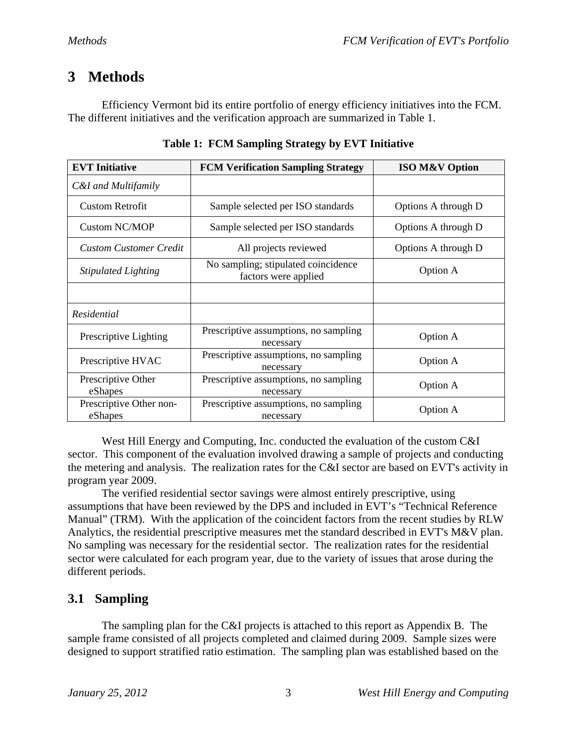# 3 Methods

Efficiency Vermont bid its entire portfolio of energy efficiency initiatives into the FCM. The different initiatives and the verification approach are summarized in Table 1.

**Table 1: FCM Sampling Strategy by EVT Initiative**

| EVT Initiative | FCM Verification Sampling Strategy | ISO M&V Option |
|---|---|---|
| *C&I and Multifamily* | | |
| Custom Retrofit | Sample selected per ISO standards | Options A through D |
| Custom NC/MOP | Sample selected per ISO standards | Options A through D |
| *Custom Customer Credit* | All projects reviewed | Options A through D |
| *Stipulated Lighting* | No sampling; stipulated coincidence factors were applied | Option A |
| | | |
| *Residential* | | |
| Prescriptive Lighting | Prescriptive assumptions, no sampling necessary | Option A |
| Prescriptive HVAC | Prescriptive assumptions, no sampling necessary | Option A |
| Prescriptive Other eShapes | Prescriptive assumptions, no sampling necessary | Option A |
| Prescriptive Other non-eShapes | Prescriptive assumptions, no sampling necessary | Option A |

West Hill Energy and Computing, Inc. conducted the evaluation of the custom C&I sector. This component of the evaluation involved drawing a sample of projects and conducting the metering and analysis. The realization rates for the C&I sector are based on EVT's activity in program year 2009.

The verified residential sector savings were almost entirely prescriptive, using assumptions that have been reviewed by the DPS and included in EVT's "Technical Reference Manual" (TRM). With the application of the coincident factors from the recent studies by RLW Analytics, the residential prescriptive measures met the standard described in EVT's M&V plan. No sampling was necessary for the residential sector. The realization rates for the residential sector were calculated for each program year, due to the variety of issues that arose during the different periods.

## 3.1 Sampling

The sampling plan for the C&I projects is attached to this report as Appendix B. The sample frame consisted of all projects completed and claimed during 2009. Sample sizes were designed to support stratified ratio estimation. The sampling plan was established based on the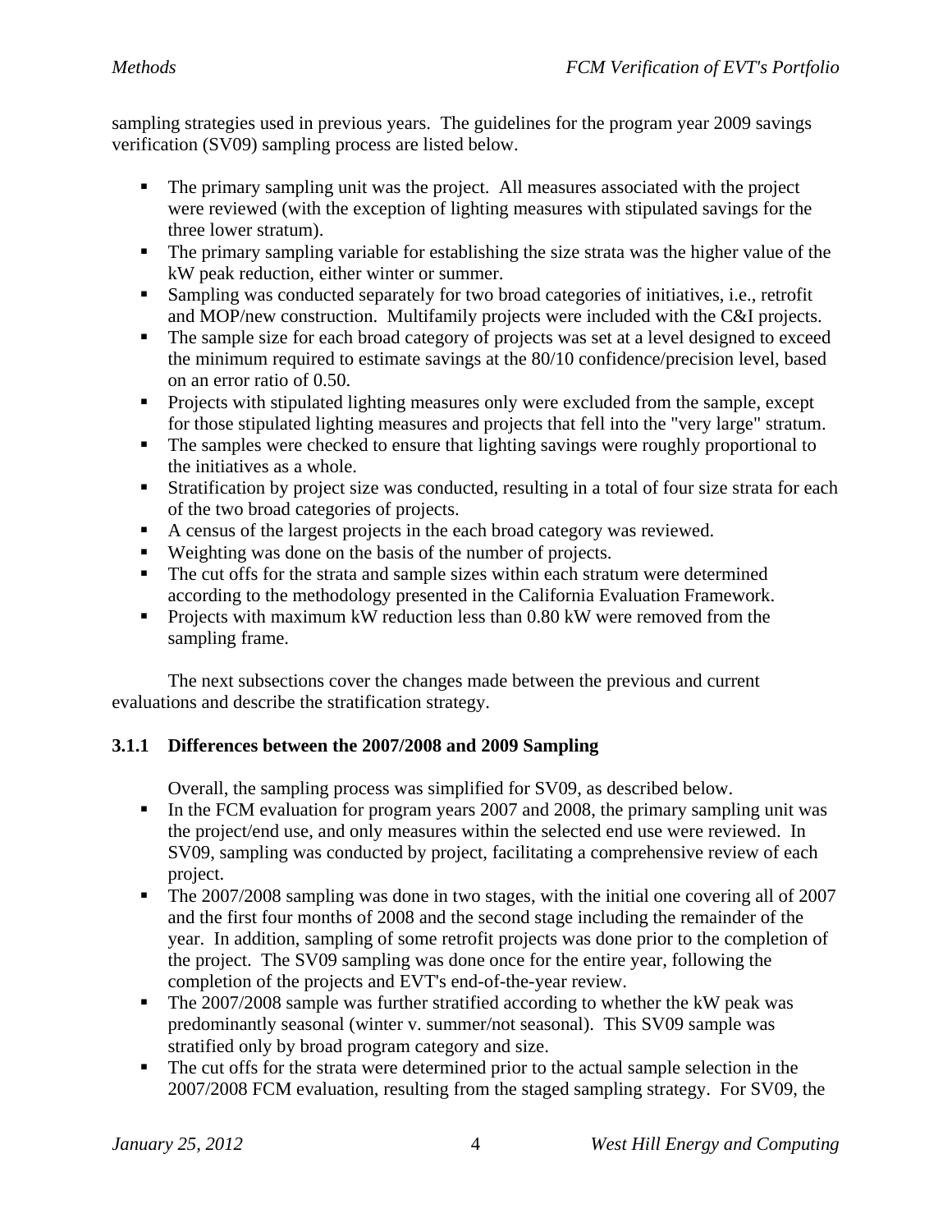sampling strategies used in previous years. The guidelines for the program year 2009 savings verification (SV09) sampling process are listed below.

- The primary sampling unit was the project. All measures associated with the project were reviewed (with the exception of lighting measures with stipulated savings for the three lower stratum).
- The primary sampling variable for establishing the size strata was the higher value of the kW peak reduction, either winter or summer.
- Sampling was conducted separately for two broad categories of initiatives, i.e., retrofit and MOP/new construction. Multifamily projects were included with the C&I projects.
- The sample size for each broad category of projects was set at a level designed to exceed the minimum required to estimate savings at the 80/10 confidence/precision level, based on an error ratio of 0.50.
- Projects with stipulated lighting measures only were excluded from the sample, except for those stipulated lighting measures and projects that fell into the "very large" stratum.
- The samples were checked to ensure that lighting savings were roughly proportional to the initiatives as a whole.
- Stratification by project size was conducted, resulting in a total of four size strata for each of the two broad categories of projects.
- A census of the largest projects in the each broad category was reviewed.
- Weighting was done on the basis of the number of projects.
- The cut offs for the strata and sample sizes within each stratum were determined according to the methodology presented in the California Evaluation Framework.
- Projects with maximum kW reduction less than 0.80 kW were removed from the sampling frame.

The next subsections cover the changes made between the previous and current evaluations and describe the stratification strategy.

### 3.1.1 Differences between the 2007/2008 and 2009 Sampling

Overall, the sampling process was simplified for SV09, as described below.

- In the FCM evaluation for program years 2007 and 2008, the primary sampling unit was the project/end use, and only measures within the selected end use were reviewed. In SV09, sampling was conducted by project, facilitating a comprehensive review of each project.
- The 2007/2008 sampling was done in two stages, with the initial one covering all of 2007 and the first four months of 2008 and the second stage including the remainder of the year. In addition, sampling of some retrofit projects was done prior to the completion of the project. The SV09 sampling was done once for the entire year, following the completion of the projects and EVT's end-of-the-year review.
- The 2007/2008 sample was further stratified according to whether the kW peak was predominantly seasonal (winter v. summer/not seasonal). This SV09 sample was stratified only by broad program category and size.
- The cut offs for the strata were determined prior to the actual sample selection in the 2007/2008 FCM evaluation, resulting from the staged sampling strategy. For SV09, the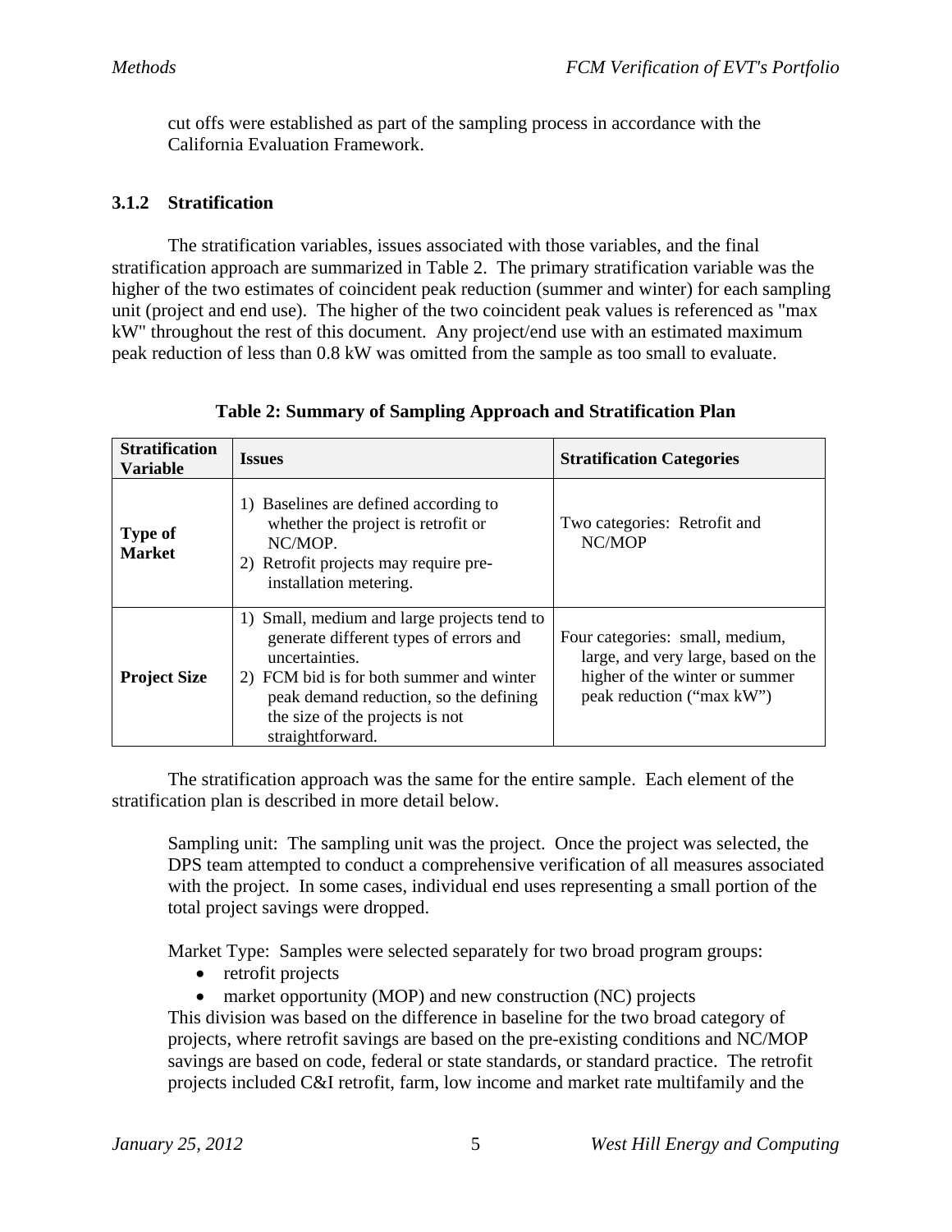cut offs were established as part of the sampling process in accordance with the California Evaluation Framework.

### 3.1.2 Stratification

The stratification variables, issues associated with those variables, and the final stratification approach are summarized in Table 2. The primary stratification variable was the higher of the two estimates of coincident peak reduction (summer and winter) for each sampling unit (project and end use). The higher of the two coincident peak values is referenced as "max kW" throughout the rest of this document. Any project/end use with an estimated maximum peak reduction of less than 0.8 kW was omitted from the sample as too small to evaluate.

**Table 2: Summary of Sampling Approach and Stratification Plan**

| Stratification Variable | Issues | Stratification Categories |
|---|---|---|
| **Type of Market** | 1) Baselines are defined according to whether the project is retrofit or NC/MOP. 2) Retrofit projects may require pre-installation metering. | Two categories: Retrofit and NC/MOP |
| **Project Size** | 1) Small, medium and large projects tend to generate different types of errors and uncertainties. 2) FCM bid is for both summer and winter peak demand reduction, so the defining the size of the projects is not straightforward. | Four categories: small, medium, large, and very large, based on the higher of the winter or summer peak reduction ("max kW") |

The stratification approach was the same for the entire sample. Each element of the stratification plan is described in more detail below.

Sampling unit: The sampling unit was the project. Once the project was selected, the DPS team attempted to conduct a comprehensive verification of all measures associated with the project. In some cases, individual end uses representing a small portion of the total project savings were dropped.

Market Type: Samples were selected separately for two broad program groups:

- retrofit projects
- market opportunity (MOP) and new construction (NC) projects

This division was based on the difference in baseline for the two broad category of projects, where retrofit savings are based on the pre-existing conditions and NC/MOP savings are based on code, federal or state standards, or standard practice. The retrofit projects included C&I retrofit, farm, low income and market rate multifamily and the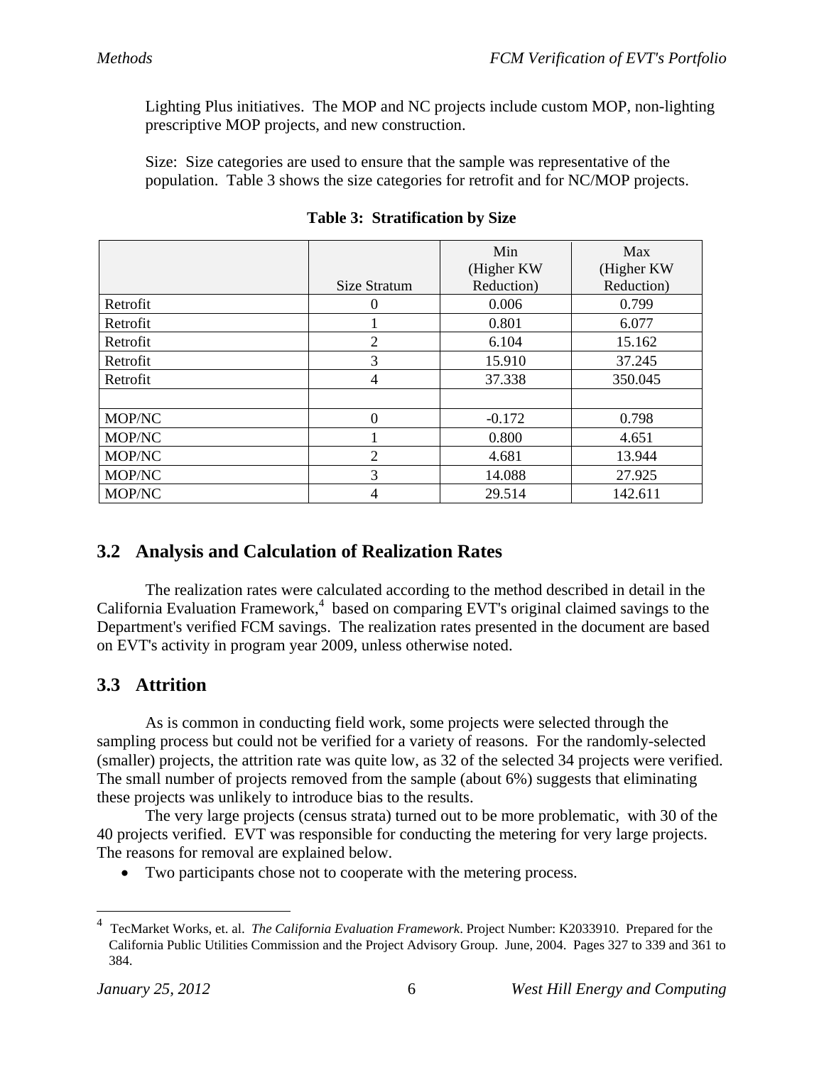Lighting Plus initiatives. The MOP and NC projects include custom MOP, non-lighting prescriptive MOP projects, and new construction.

Size: Size categories are used to ensure that the sample was representative of the population. Table 3 shows the size categories for retrofit and for NC/MOP projects.

**Table 3: Stratification by Size**

| | Size Stratum | Min (Higher KW Reduction) | Max (Higher KW Reduction) |
|---|---|---|---|
| Retrofit | 0 | 0.006 | 0.799 |
| Retrofit | 1 | 0.801 | 6.077 |
| Retrofit | 2 | 6.104 | 15.162 |
| Retrofit | 3 | 15.910 | 37.245 |
| Retrofit | 4 | 37.338 | 350.045 |
| | | | |
| MOP/NC | 0 | -0.172 | 0.798 |
| MOP/NC | 1 | 0.800 | 4.651 |
| MOP/NC | 2 | 4.681 | 13.944 |
| MOP/NC | 3 | 14.088 | 27.925 |
| MOP/NC | 4 | 29.514 | 142.611 |

## 3.2 Analysis and Calculation of Realization Rates

The realization rates were calculated according to the method described in detail in the California Evaluation Framework,[4] based on comparing EVT's original claimed savings to the Department's verified FCM savings. The realization rates presented in the document are based on EVT's activity in program year 2009, unless otherwise noted.

## 3.3 Attrition

As is common in conducting field work, some projects were selected through the sampling process but could not be verified for a variety of reasons. For the randomly-selected (smaller) projects, the attrition rate was quite low, as 32 of the selected 34 projects were verified. The small number of projects removed from the sample (about 6%) suggests that eliminating these projects was unlikely to introduce bias to the results.

The very large projects (census strata) turned out to be more problematic, with 30 of the 40 projects verified. EVT was responsible for conducting the metering for very large projects. The reasons for removal are explained below.

- Two participants chose not to cooperate with the metering process.

[4] TecMarket Works, et. al. *The California Evaluation Framework*. Project Number: K2033910. Prepared for the California Public Utilities Commission and the Project Advisory Group. June, 2004. Pages 327 to 339 and 361 to 384.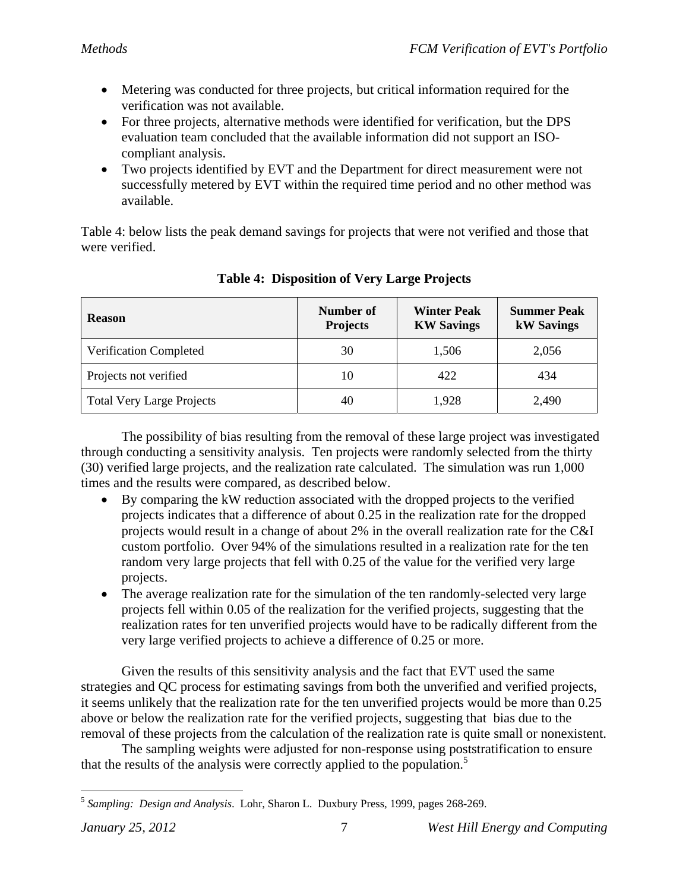- Metering was conducted for three projects, but critical information required for the verification was not available.
- For three projects, alternative methods were identified for verification, but the DPS evaluation team concluded that the available information did not support an ISO-compliant analysis.
- Two projects identified by EVT and the Department for direct measurement were not successfully metered by EVT within the required time period and no other method was available.

Table 4: below lists the peak demand savings for projects that were not verified and those that were verified.

**Table 4: Disposition of Very Large Projects**

| Reason | Number of Projects | Winter Peak KW Savings | Summer Peak kW Savings |
|---|---|---|---|
| Verification Completed | 30 | 1,506 | 2,056 |
| Projects not verified | 10 | 422 | 434 |
| Total Very Large Projects | 40 | 1,928 | 2,490 |

The possibility of bias resulting from the removal of these large project was investigated through conducting a sensitivity analysis. Ten projects were randomly selected from the thirty (30) verified large projects, and the realization rate calculated. The simulation was run 1,000 times and the results were compared, as described below.

- By comparing the kW reduction associated with the dropped projects to the verified projects indicates that a difference of about 0.25 in the realization rate for the dropped projects would result in a change of about 2% in the overall realization rate for the C&I custom portfolio. Over 94% of the simulations resulted in a realization rate for the ten random very large projects that fell with 0.25 of the value for the verified very large projects.
- The average realization rate for the simulation of the ten randomly-selected very large projects fell within 0.05 of the realization for the verified projects, suggesting that the realization rates for ten unverified projects would have to be radically different from the very large verified projects to achieve a difference of 0.25 or more.

Given the results of this sensitivity analysis and the fact that EVT used the same strategies and QC process for estimating savings from both the unverified and verified projects, it seems unlikely that the realization rate for the ten unverified projects would be more than 0.25 above or below the realization rate for the verified projects, suggesting that bias due to the removal of these projects from the calculation of the realization rate is quite small or nonexistent.

The sampling weights were adjusted for non-response using poststratification to ensure that the results of the analysis were correctly applied to the population.[5]

[5] *Sampling: Design and Analysis.* Lohr, Sharon L. Duxbury Press, 1999, pages 268-269.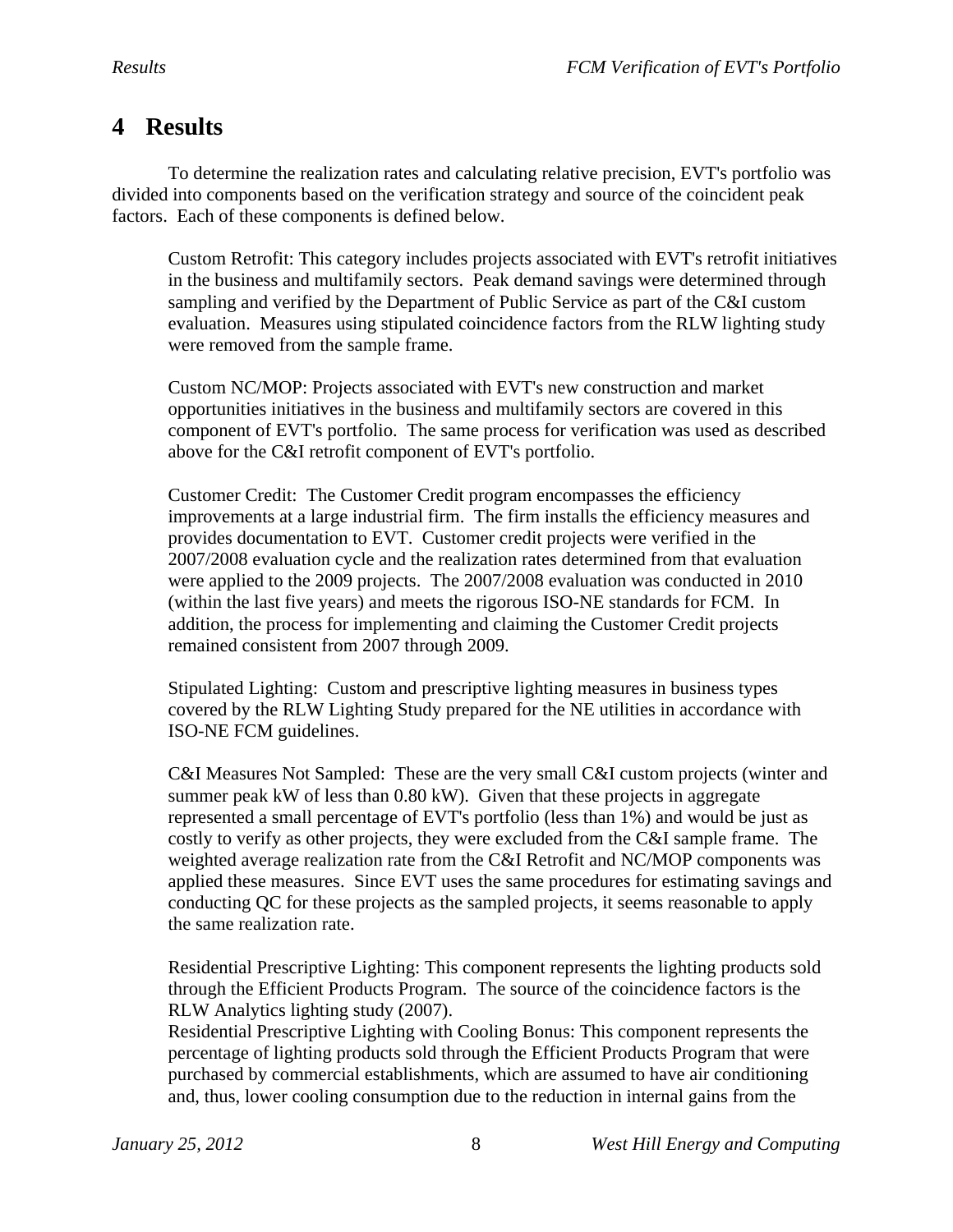# 4 Results

To determine the realization rates and calculating relative precision, EVT's portfolio was divided into components based on the verification strategy and source of the coincident peak factors. Each of these components is defined below.

Custom Retrofit: This category includes projects associated with EVT's retrofit initiatives in the business and multifamily sectors. Peak demand savings were determined through sampling and verified by the Department of Public Service as part of the C&I custom evaluation. Measures using stipulated coincidence factors from the RLW lighting study were removed from the sample frame.

Custom NC/MOP: Projects associated with EVT's new construction and market opportunities initiatives in the business and multifamily sectors are covered in this component of EVT's portfolio. The same process for verification was used as described above for the C&I retrofit component of EVT's portfolio.

Customer Credit: The Customer Credit program encompasses the efficiency improvements at a large industrial firm. The firm installs the efficiency measures and provides documentation to EVT. Customer credit projects were verified in the 2007/2008 evaluation cycle and the realization rates determined from that evaluation were applied to the 2009 projects. The 2007/2008 evaluation was conducted in 2010 (within the last five years) and meets the rigorous ISO-NE standards for FCM. In addition, the process for implementing and claiming the Customer Credit projects remained consistent from 2007 through 2009.

Stipulated Lighting: Custom and prescriptive lighting measures in business types covered by the RLW Lighting Study prepared for the NE utilities in accordance with ISO-NE FCM guidelines.

C&I Measures Not Sampled: These are the very small C&I custom projects (winter and summer peak kW of less than 0.80 kW). Given that these projects in aggregate represented a small percentage of EVT's portfolio (less than 1%) and would be just as costly to verify as other projects, they were excluded from the C&I sample frame. The weighted average realization rate from the C&I Retrofit and NC/MOP components was applied these measures. Since EVT uses the same procedures for estimating savings and conducting QC for these projects as the sampled projects, it seems reasonable to apply the same realization rate.

Residential Prescriptive Lighting: This component represents the lighting products sold through the Efficient Products Program. The source of the coincidence factors is the RLW Analytics lighting study (2007).

Residential Prescriptive Lighting with Cooling Bonus: This component represents the percentage of lighting products sold through the Efficient Products Program that were purchased by commercial establishments, which are assumed to have air conditioning and, thus, lower cooling consumption due to the reduction in internal gains from the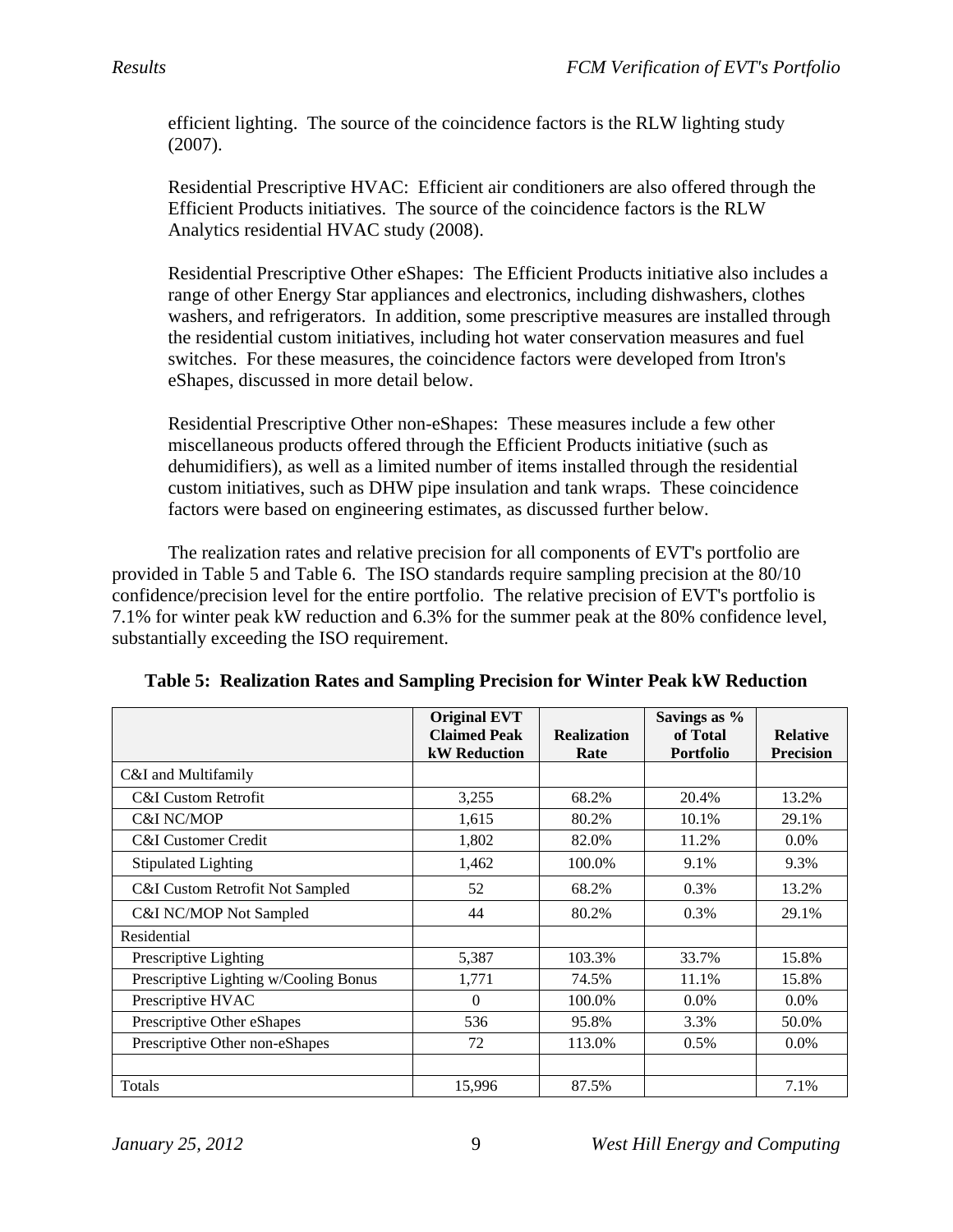efficient lighting. The source of the coincidence factors is the RLW lighting study (2007).

Residential Prescriptive HVAC: Efficient air conditioners are also offered through the Efficient Products initiatives. The source of the coincidence factors is the RLW Analytics residential HVAC study (2008).

Residential Prescriptive Other eShapes: The Efficient Products initiative also includes a range of other Energy Star appliances and electronics, including dishwashers, clothes washers, and refrigerators. In addition, some prescriptive measures are installed through the residential custom initiatives, including hot water conservation measures and fuel switches. For these measures, the coincidence factors were developed from Itron's eShapes, discussed in more detail below.

Residential Prescriptive Other non-eShapes: These measures include a few other miscellaneous products offered through the Efficient Products initiative (such as dehumidifiers), as well as a limited number of items installed through the residential custom initiatives, such as DHW pipe insulation and tank wraps. These coincidence factors were based on engineering estimates, as discussed further below.

The realization rates and relative precision for all components of EVT's portfolio are provided in Table 5 and Table 6. The ISO standards require sampling precision at the 80/10 confidence/precision level for the entire portfolio. The relative precision of EVT's portfolio is 7.1% for winter peak kW reduction and 6.3% for the summer peak at the 80% confidence level, substantially exceeding the ISO requirement.

**Table 5: Realization Rates and Sampling Precision for Winter Peak kW Reduction**

| | Original EVT Claimed Peak kW Reduction | Realization Rate | Savings as % of Total Portfolio | Relative Precision |
|---|---|---|---|---|
| C&I and Multifamily | | | | |
| C&I Custom Retrofit | 3,255 | 68.2% | 20.4% | 13.2% |
| C&I NC/MOP | 1,615 | 80.2% | 10.1% | 29.1% |
| C&I Customer Credit | 1,802 | 82.0% | 11.2% | 0.0% |
| Stipulated Lighting | 1,462 | 100.0% | 9.1% | 9.3% |
| C&I Custom Retrofit Not Sampled | 52 | 68.2% | 0.3% | 13.2% |
| C&I NC/MOP Not Sampled | 44 | 80.2% | 0.3% | 29.1% |
| Residential | | | | |
| Prescriptive Lighting | 5,387 | 103.3% | 33.7% | 15.8% |
| Prescriptive Lighting w/Cooling Bonus | 1,771 | 74.5% | 11.1% | 15.8% |
| Prescriptive HVAC | 0 | 100.0% | 0.0% | 0.0% |
| Prescriptive Other eShapes | 536 | 95.8% | 3.3% | 50.0% |
| Prescriptive Other non-eShapes | 72 | 113.0% | 0.5% | 0.0% |
| | | | | |
| Totals | 15,996 | 87.5% | | 7.1% |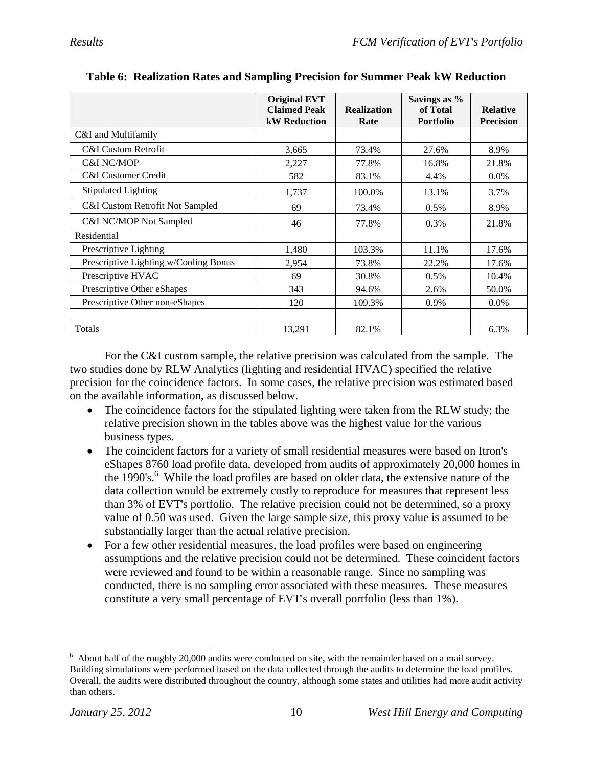**Table 6: Realization Rates and Sampling Precision for Summer Peak kW Reduction**

| | Original EVT Claimed Peak kW Reduction | Realization Rate | Savings as % of Total Portfolio | Relative Precision |
|---|---|---|---|---|
| C&I and Multifamily | | | | |
| C&I Custom Retrofit | 3,665 | 73.4% | 27.6% | 8.9% |
| C&I NC/MOP | 2,227 | 77.8% | 16.8% | 21.8% |
| C&I Customer Credit | 582 | 83.1% | 4.4% | 0.0% |
| Stipulated Lighting | 1,737 | 100.0% | 13.1% | 3.7% |
| C&I Custom Retrofit Not Sampled | 69 | 73.4% | 0.5% | 8.9% |
| C&I NC/MOP Not Sampled | 46 | 77.8% | 0.3% | 21.8% |
| Residential | | | | |
| Prescriptive Lighting | 1,480 | 103.3% | 11.1% | 17.6% |
| Prescriptive Lighting w/Cooling Bonus | 2,954 | 73.8% | 22.2% | 17.6% |
| Prescriptive HVAC | 69 | 30.8% | 0.5% | 10.4% |
| Prescriptive Other eShapes | 343 | 94.6% | 2.6% | 50.0% |
| Prescriptive Other non-eShapes | 120 | 109.3% | 0.9% | 0.0% |
| | | | | |
| Totals | 13,291 | 82.1% | | 6.3% |

For the C&I custom sample, the relative precision was calculated from the sample. The two studies done by RLW Analytics (lighting and residential HVAC) specified the relative precision for the coincidence factors. In some cases, the relative precision was estimated based on the available information, as discussed below.

- The coincidence factors for the stipulated lighting were taken from the RLW study; the relative precision shown in the tables above was the highest value for the various business types.
- The coincident factors for a variety of small residential measures were based on Itron's eShapes 8760 load profile data, developed from audits of approximately 20,000 homes in the 1990's.[6] While the load profiles are based on older data, the extensive nature of the data collection would be extremely costly to reproduce for measures that represent less than 3% of EVT's portfolio. The relative precision could not be determined, so a proxy value of 0.50 was used. Given the large sample size, this proxy value is assumed to be substantially larger than the actual relative precision.
- For a few other residential measures, the load profiles were based on engineering assumptions and the relative precision could not be determined. These coincident factors were reviewed and found to be within a reasonable range. Since no sampling was conducted, there is no sampling error associated with these measures. These measures constitute a very small percentage of EVT's overall portfolio (less than 1%).

[6] About half of the roughly 20,000 audits were conducted on site, with the remainder based on a mail survey. Building simulations were performed based on the data collected through the audits to determine the load profiles. Overall, the audits were distributed throughout the country, although some states and utilities had more audit activity than others.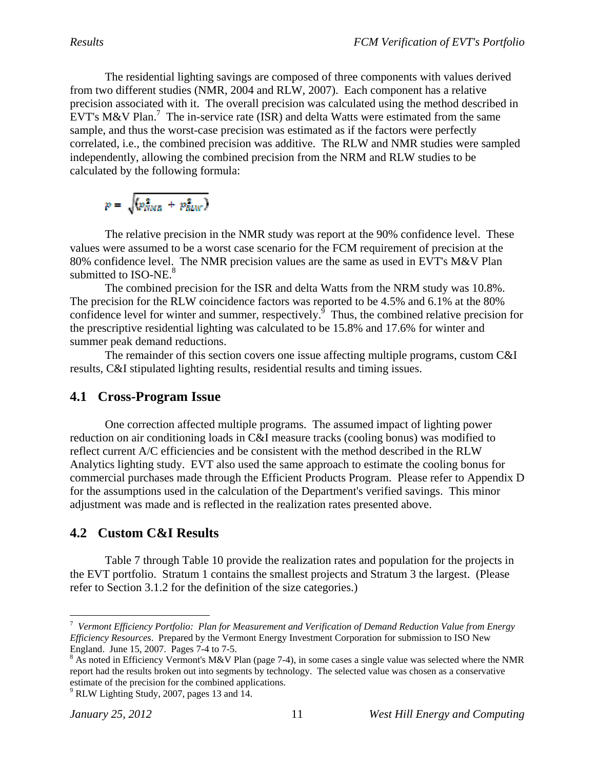The residential lighting savings are composed of three components with values derived from two different studies (NMR, 2004 and RLW, 2007). Each component has a relative precision associated with it. The overall precision was calculated using the method described in EVT's M&V Plan.[7] The in-service rate (ISR) and delta Watts were estimated from the same sample, and thus the worst-case precision was estimated as if the factors were perfectly correlated, i.e., the combined precision was additive. The RLW and NMR studies were sampled independently, allowing the combined precision from the NRM and RLW studies to be calculated by the following formula:

$$p = \sqrt{\left(p_{NMR}^2 + p_{RLW}^2\right)}$$

The relative precision in the NMR study was report at the 90% confidence level. These values were assumed to be a worst case scenario for the FCM requirement of precision at the 80% confidence level. The NMR precision values are the same as used in EVT's M&V Plan submitted to ISO-NE.[8]

The combined precision for the ISR and delta Watts from the NRM study was 10.8%. The precision for the RLW coincidence factors was reported to be 4.5% and 6.1% at the 80% confidence level for winter and summer, respectively.[9] Thus, the combined relative precision for the prescriptive residential lighting was calculated to be 15.8% and 17.6% for winter and summer peak demand reductions.

The remainder of this section covers one issue affecting multiple programs, custom C&I results, C&I stipulated lighting results, residential results and timing issues.

## 4.1 Cross-Program Issue

One correction affected multiple programs. The assumed impact of lighting power reduction on air conditioning loads in C&I measure tracks (cooling bonus) was modified to reflect current A/C efficiencies and be consistent with the method described in the RLW Analytics lighting study. EVT also used the same approach to estimate the cooling bonus for commercial purchases made through the Efficient Products Program. Please refer to Appendix D for the assumptions used in the calculation of the Department's verified savings. This minor adjustment was made and is reflected in the realization rates presented above.

## 4.2 Custom C&I Results

Table 7 through Table 10 provide the realization rates and population for the projects in the EVT portfolio. Stratum 1 contains the smallest projects and Stratum 3 the largest. (Please refer to Section 3.1.2 for the definition of the size categories.)

---

[7] *Vermont Efficiency Portfolio: Plan for Measurement and Verification of Demand Reduction Value from Energy Efficiency Resources*. Prepared by the Vermont Energy Investment Corporation for submission to ISO New England. June 15, 2007. Pages 7-4 to 7-5.

[8] As noted in Efficiency Vermont's M&V Plan (page 7-4), in some cases a single value was selected where the NMR report had the results broken out into segments by technology. The selected value was chosen as a conservative estimate of the precision for the combined applications.

[9] RLW Lighting Study, 2007, pages 13 and 14.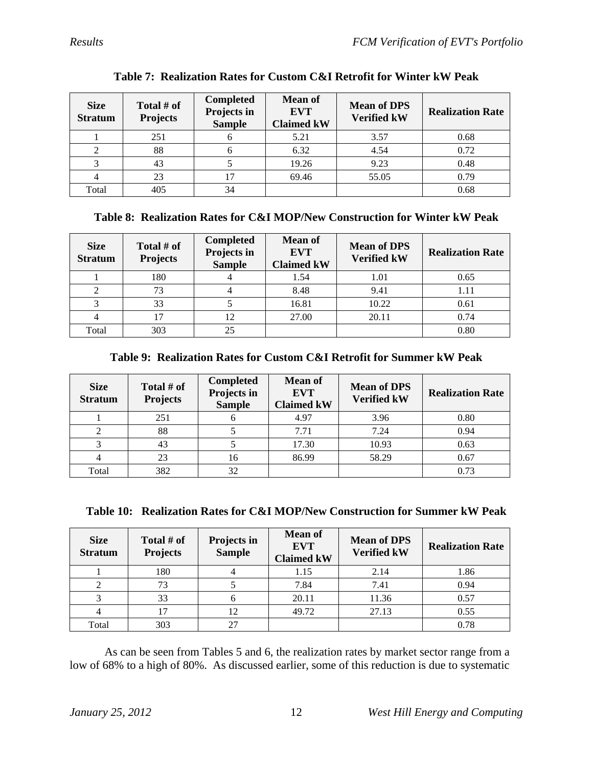**Table 7: Realization Rates for Custom C&I Retrofit for Winter kW Peak**

| Size Stratum | Total # of Projects | Completed Projects in Sample | Mean of EVT Claimed kW | Mean of DPS Verified kW | Realization Rate |
|---|---|---|---|---|---|
| 1 | 251 | 6 | 5.21 | 3.57 | 0.68 |
| 2 | 88 | 6 | 6.32 | 4.54 | 0.72 |
| 3 | 43 | 5 | 19.26 | 9.23 | 0.48 |
| 4 | 23 | 17 | 69.46 | 55.05 | 0.79 |
| Total | 405 | 34 | | | 0.68 |

**Table 8: Realization Rates for C&I MOP/New Construction for Winter kW Peak**

| Size Stratum | Total # of Projects | Completed Projects in Sample | Mean of EVT Claimed kW | Mean of DPS Verified kW | Realization Rate |
|---|---|---|---|---|---|
| 1 | 180 | 4 | 1.54 | 1.01 | 0.65 |
| 2 | 73 | 4 | 8.48 | 9.41 | 1.11 |
| 3 | 33 | 5 | 16.81 | 10.22 | 0.61 |
| 4 | 17 | 12 | 27.00 | 20.11 | 0.74 |
| Total | 303 | 25 | | | 0.80 |

**Table 9: Realization Rates for Custom C&I Retrofit for Summer kW Peak**

| Size Stratum | Total # of Projects | Completed Projects in Sample | Mean of EVT Claimed kW | Mean of DPS Verified kW | Realization Rate |
|---|---|---|---|---|---|
| 1 | 251 | 6 | 4.97 | 3.96 | 0.80 |
| 2 | 88 | 5 | 7.71 | 7.24 | 0.94 |
| 3 | 43 | 5 | 17.30 | 10.93 | 0.63 |
| 4 | 23 | 16 | 86.99 | 58.29 | 0.67 |
| Total | 382 | 32 | | | 0.73 |

**Table 10: Realization Rates for C&I MOP/New Construction for Summer kW Peak**

| Size Stratum | Total # of Projects | Projects in Sample | Mean of EVT Claimed kW | Mean of DPS Verified kW | Realization Rate |
|---|---|---|---|---|---|
| 1 | 180 | 4 | 1.15 | 2.14 | 1.86 |
| 2 | 73 | 5 | 7.84 | 7.41 | 0.94 |
| 3 | 33 | 6 | 20.11 | 11.36 | 0.57 |
| 4 | 17 | 12 | 49.72 | 27.13 | 0.55 |
| Total | 303 | 27 | | | 0.78 |

As can be seen from Tables 5 and 6, the realization rates by market sector range from a low of 68% to a high of 80%. As discussed earlier, some of this reduction is due to systematic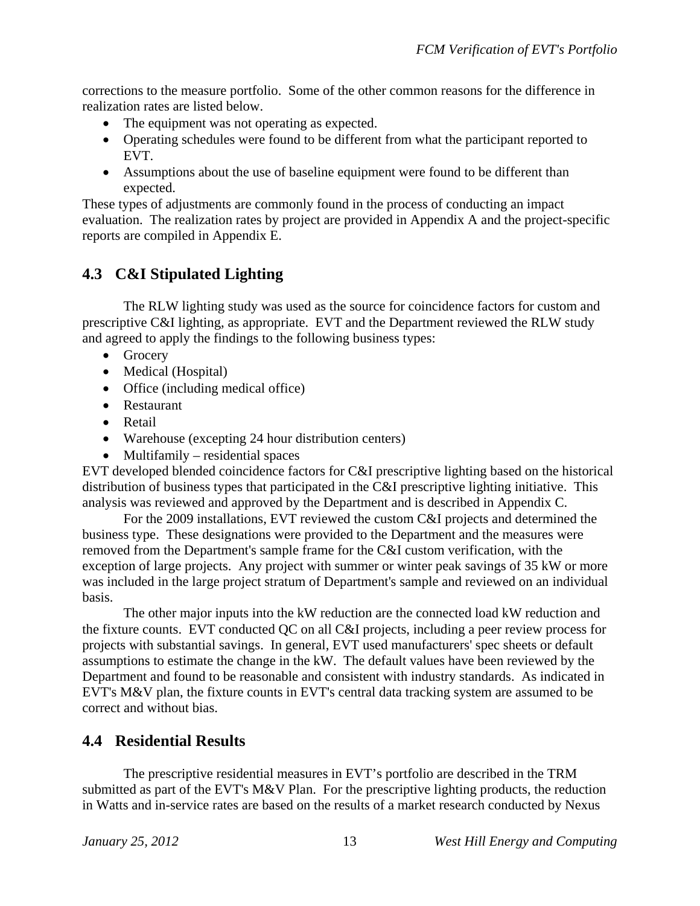corrections to the measure portfolio. Some of the other common reasons for the difference in realization rates are listed below.

- The equipment was not operating as expected.
- Operating schedules were found to be different from what the participant reported to EVT.
- Assumptions about the use of baseline equipment were found to be different than expected.

These types of adjustments are commonly found in the process of conducting an impact evaluation. The realization rates by project are provided in Appendix A and the project-specific reports are compiled in Appendix E.

## 4.3 C&I Stipulated Lighting

The RLW lighting study was used as the source for coincidence factors for custom and prescriptive C&I lighting, as appropriate. EVT and the Department reviewed the RLW study and agreed to apply the findings to the following business types:

- Grocery
- Medical (Hospital)
- Office (including medical office)
- Restaurant
- Retail
- Warehouse (excepting 24 hour distribution centers)
- Multifamily – residential spaces

EVT developed blended coincidence factors for C&I prescriptive lighting based on the historical distribution of business types that participated in the C&I prescriptive lighting initiative. This analysis was reviewed and approved by the Department and is described in Appendix C.

For the 2009 installations, EVT reviewed the custom C&I projects and determined the business type. These designations were provided to the Department and the measures were removed from the Department's sample frame for the C&I custom verification, with the exception of large projects. Any project with summer or winter peak savings of 35 kW or more was included in the large project stratum of Department's sample and reviewed on an individual basis.

The other major inputs into the kW reduction are the connected load kW reduction and the fixture counts. EVT conducted QC on all C&I projects, including a peer review process for projects with substantial savings. In general, EVT used manufacturers' spec sheets or default assumptions to estimate the change in the kW. The default values have been reviewed by the Department and found to be reasonable and consistent with industry standards. As indicated in EVT's M&V plan, the fixture counts in EVT's central data tracking system are assumed to be correct and without bias.

## 4.4 Residential Results

The prescriptive residential measures in EVT's portfolio are described in the TRM submitted as part of the EVT's M&V Plan. For the prescriptive lighting products, the reduction in Watts and in-service rates are based on the results of a market research conducted by Nexus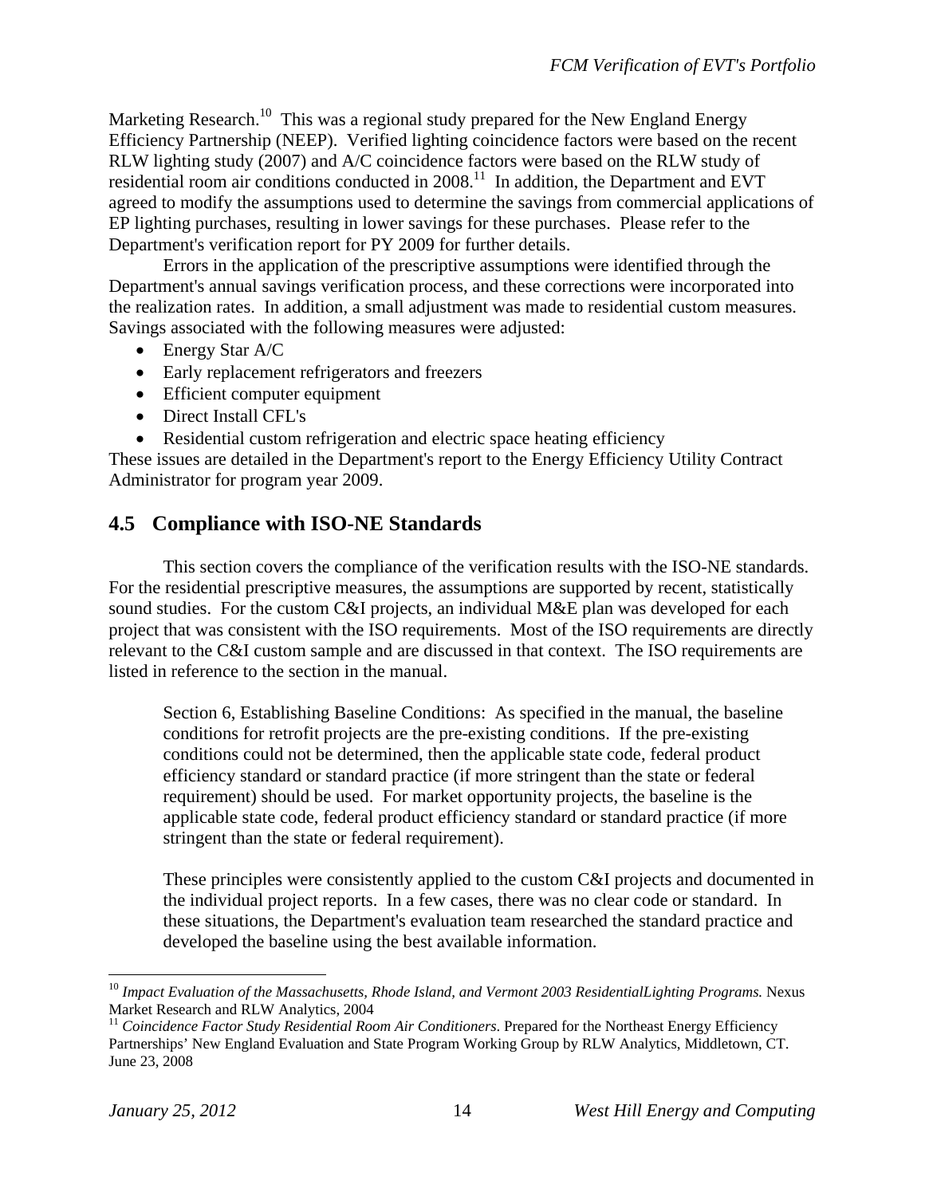Marketing Research.[10] This was a regional study prepared for the New England Energy Efficiency Partnership (NEEP). Verified lighting coincidence factors were based on the recent RLW lighting study (2007) and A/C coincidence factors were based on the RLW study of residential room air conditions conducted in 2008.[11] In addition, the Department and EVT agreed to modify the assumptions used to determine the savings from commercial applications of EP lighting purchases, resulting in lower savings for these purchases. Please refer to the Department's verification report for PY 2009 for further details.

Errors in the application of the prescriptive assumptions were identified through the Department's annual savings verification process, and these corrections were incorporated into the realization rates. In addition, a small adjustment was made to residential custom measures. Savings associated with the following measures were adjusted:

- Energy Star A/C
- Early replacement refrigerators and freezers
- Efficient computer equipment
- Direct Install CFL's
- Residential custom refrigeration and electric space heating efficiency

These issues are detailed in the Department's report to the Energy Efficiency Utility Contract Administrator for program year 2009.

## 4.5 Compliance with ISO-NE Standards

This section covers the compliance of the verification results with the ISO-NE standards. For the residential prescriptive measures, the assumptions are supported by recent, statistically sound studies. For the custom C&I projects, an individual M&E plan was developed for each project that was consistent with the ISO requirements. Most of the ISO requirements are directly relevant to the C&I custom sample and are discussed in that context. The ISO requirements are listed in reference to the section in the manual.

> Section 6, Establishing Baseline Conditions: As specified in the manual, the baseline conditions for retrofit projects are the pre-existing conditions. If the pre-existing conditions could not be determined, then the applicable state code, federal product efficiency standard or standard practice (if more stringent than the state or federal requirement) should be used. For market opportunity projects, the baseline is the applicable state code, federal product efficiency standard or standard practice (if more stringent than the state or federal requirement).
>
> These principles were consistently applied to the custom C&I projects and documented in the individual project reports. In a few cases, there was no clear code or standard. In these situations, the Department's evaluation team researched the standard practice and developed the baseline using the best available information.

---

[10] *Impact Evaluation of the Massachusetts, Rhode Island, and Vermont 2003 ResidentialLighting Programs.* Nexus Market Research and RLW Analytics, 2004

[11] *Coincidence Factor Study Residential Room Air Conditioners*. Prepared for the Northeast Energy Efficiency Partnerships' New England Evaluation and State Program Working Group by RLW Analytics, Middletown, CT. June 23, 2008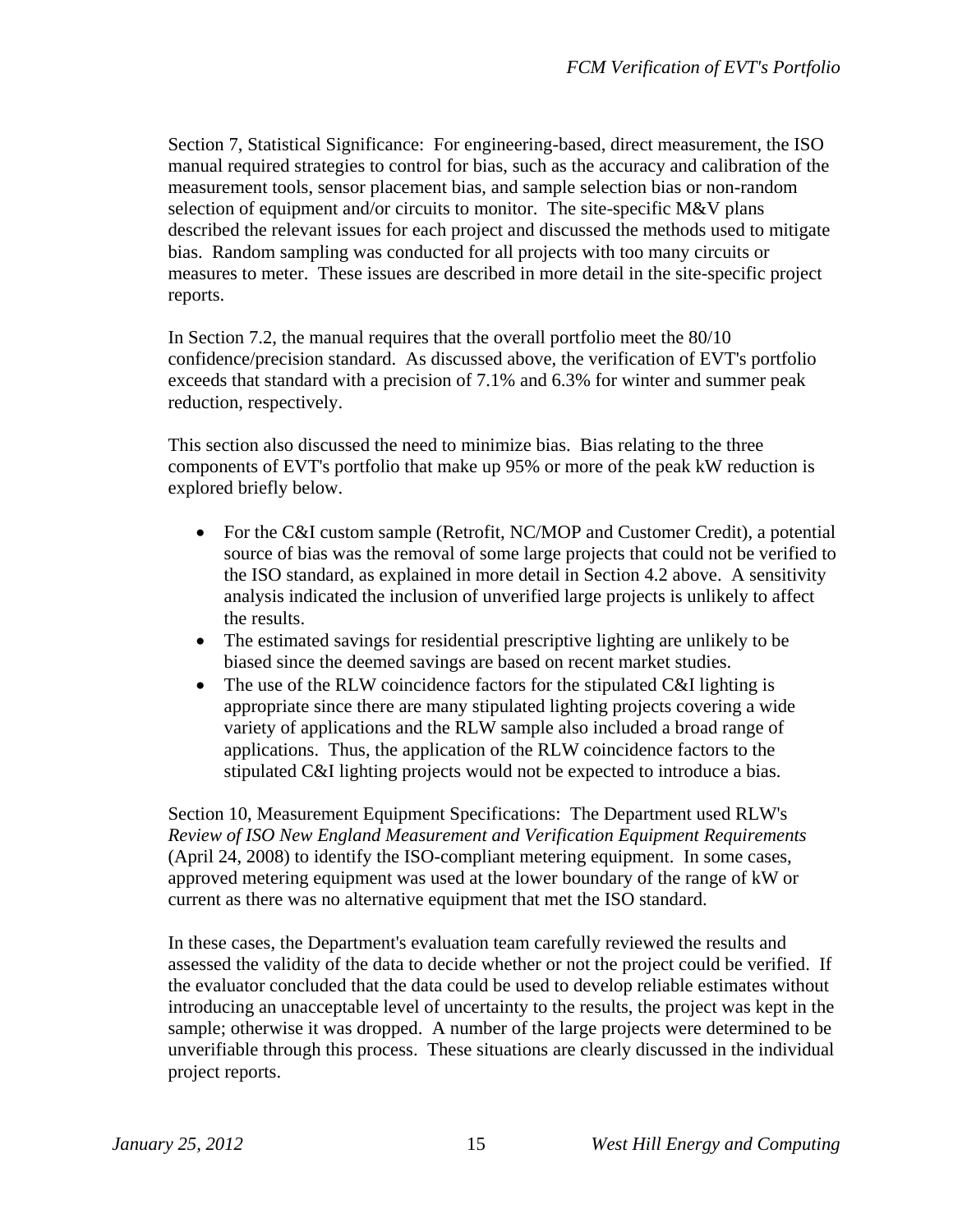Section 7, Statistical Significance: For engineering-based, direct measurement, the ISO manual required strategies to control for bias, such as the accuracy and calibration of the measurement tools, sensor placement bias, and sample selection bias or non-random selection of equipment and/or circuits to monitor. The site-specific M&V plans described the relevant issues for each project and discussed the methods used to mitigate bias. Random sampling was conducted for all projects with too many circuits or measures to meter. These issues are described in more detail in the site-specific project reports.

In Section 7.2, the manual requires that the overall portfolio meet the 80/10 confidence/precision standard. As discussed above, the verification of EVT's portfolio exceeds that standard with a precision of 7.1% and 6.3% for winter and summer peak reduction, respectively.

This section also discussed the need to minimize bias. Bias relating to the three components of EVT's portfolio that make up 95% or more of the peak kW reduction is explored briefly below.

- For the C&I custom sample (Retrofit, NC/MOP and Customer Credit), a potential source of bias was the removal of some large projects that could not be verified to the ISO standard, as explained in more detail in Section 4.2 above. A sensitivity analysis indicated the inclusion of unverified large projects is unlikely to affect the results.
- The estimated savings for residential prescriptive lighting are unlikely to be biased since the deemed savings are based on recent market studies.
- The use of the RLW coincidence factors for the stipulated C&I lighting is appropriate since there are many stipulated lighting projects covering a wide variety of applications and the RLW sample also included a broad range of applications. Thus, the application of the RLW coincidence factors to the stipulated C&I lighting projects would not be expected to introduce a bias.

Section 10, Measurement Equipment Specifications: The Department used RLW's *Review of ISO New England Measurement and Verification Equipment Requirements* (April 24, 2008) to identify the ISO-compliant metering equipment. In some cases, approved metering equipment was used at the lower boundary of the range of kW or current as there was no alternative equipment that met the ISO standard.

In these cases, the Department's evaluation team carefully reviewed the results and assessed the validity of the data to decide whether or not the project could be verified. If the evaluator concluded that the data could be used to develop reliable estimates without introducing an unacceptable level of uncertainty to the results, the project was kept in the sample; otherwise it was dropped. A number of the large projects were determined to be unverifiable through this process. These situations are clearly discussed in the individual project reports.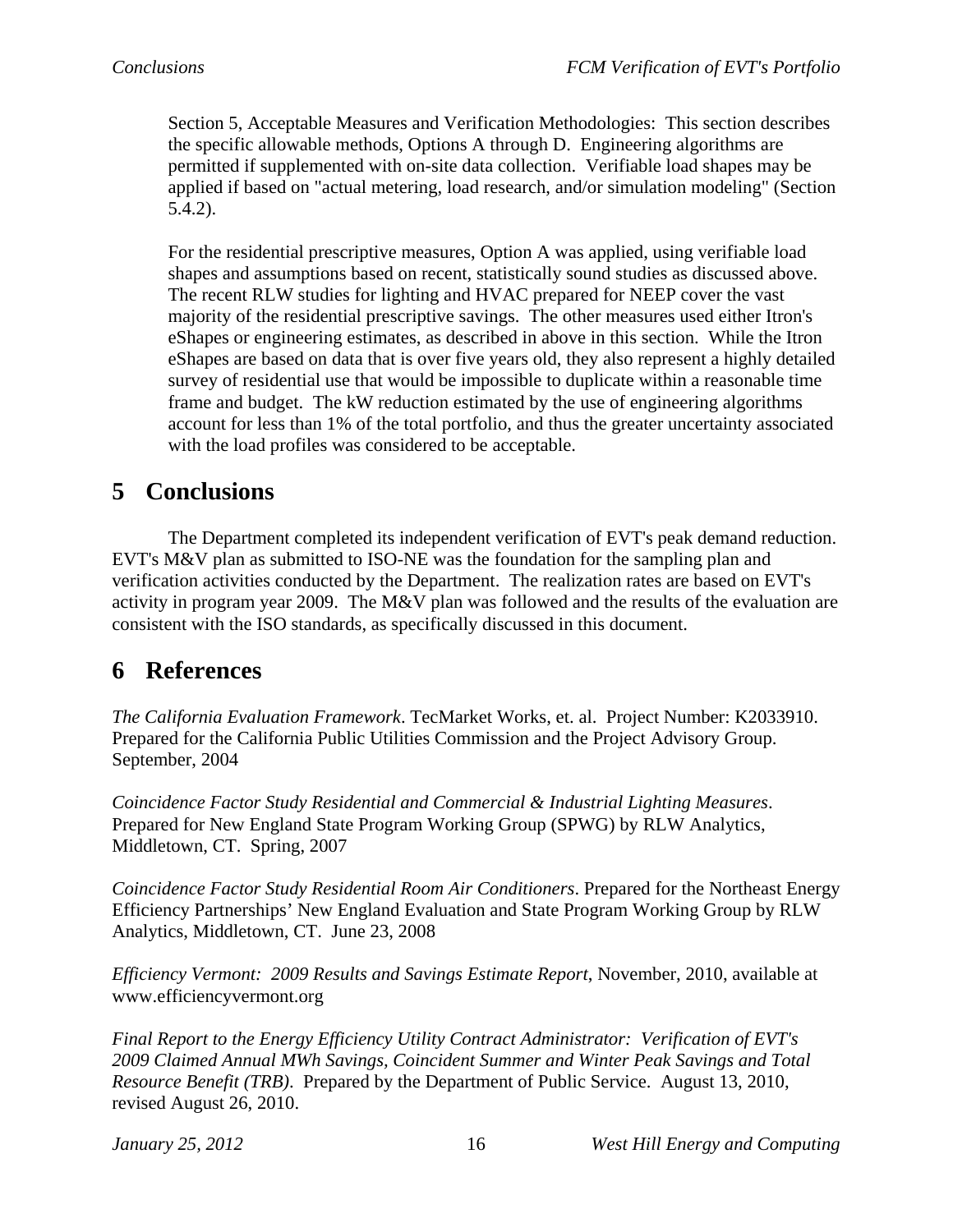Section 5, Acceptable Measures and Verification Methodologies: This section describes the specific allowable methods, Options A through D. Engineering algorithms are permitted if supplemented with on-site data collection. Verifiable load shapes may be applied if based on "actual metering, load research, and/or simulation modeling" (Section 5.4.2).

For the residential prescriptive measures, Option A was applied, using verifiable load shapes and assumptions based on recent, statistically sound studies as discussed above. The recent RLW studies for lighting and HVAC prepared for NEEP cover the vast majority of the residential prescriptive savings. The other measures used either Itron's eShapes or engineering estimates, as described in above in this section. While the Itron eShapes are based on data that is over five years old, they also represent a highly detailed survey of residential use that would be impossible to duplicate within a reasonable time frame and budget. The kW reduction estimated by the use of engineering algorithms account for less than 1% of the total portfolio, and thus the greater uncertainty associated with the load profiles was considered to be acceptable.

# 5 Conclusions

The Department completed its independent verification of EVT's peak demand reduction. EVT's M&V plan as submitted to ISO-NE was the foundation for the sampling plan and verification activities conducted by the Department. The realization rates are based on EVT's activity in program year 2009. The M&V plan was followed and the results of the evaluation are consistent with the ISO standards, as specifically discussed in this document.

# 6 References

*The California Evaluation Framework*. TecMarket Works, et. al. Project Number: K2033910. Prepared for the California Public Utilities Commission and the Project Advisory Group. September, 2004

*Coincidence Factor Study Residential and Commercial & Industrial Lighting Measures*. Prepared for New England State Program Working Group (SPWG) by RLW Analytics, Middletown, CT. Spring, 2007

*Coincidence Factor Study Residential Room Air Conditioners*. Prepared for the Northeast Energy Efficiency Partnerships' New England Evaluation and State Program Working Group by RLW Analytics, Middletown, CT. June 23, 2008

*Efficiency Vermont: 2009 Results and Savings Estimate Report*, November, 2010, available at www.efficiencyvermont.org

*Final Report to the Energy Efficiency Utility Contract Administrator: Verification of EVT's 2009 Claimed Annual MWh Savings, Coincident Summer and Winter Peak Savings and Total Resource Benefit (TRB)*. Prepared by the Department of Public Service. August 13, 2010, revised August 26, 2010.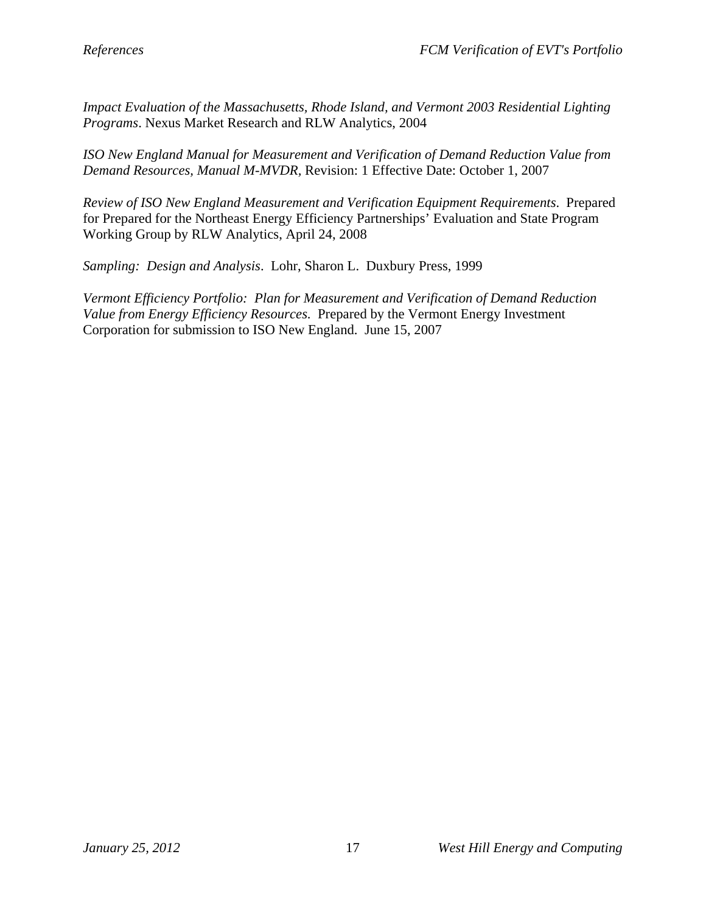*Impact Evaluation of the Massachusetts, Rhode Island, and Vermont 2003 Residential Lighting Programs*. Nexus Market Research and RLW Analytics, 2004

*ISO New England Manual for Measurement and Verification of Demand Reduction Value from Demand Resources, Manual M-MVDR,* Revision: 1 Effective Date: October 1, 2007

*Review of ISO New England Measurement and Verification Equipment Requirements*. Prepared for Prepared for the Northeast Energy Efficiency Partnerships' Evaluation and State Program Working Group by RLW Analytics, April 24, 2008

*Sampling: Design and Analysis*. Lohr, Sharon L. Duxbury Press, 1999

*Vermont Efficiency Portfolio: Plan for Measurement and Verification of Demand Reduction Value from Energy Efficiency Resources*. Prepared by the Vermont Energy Investment Corporation for submission to ISO New England. June 15, 2007